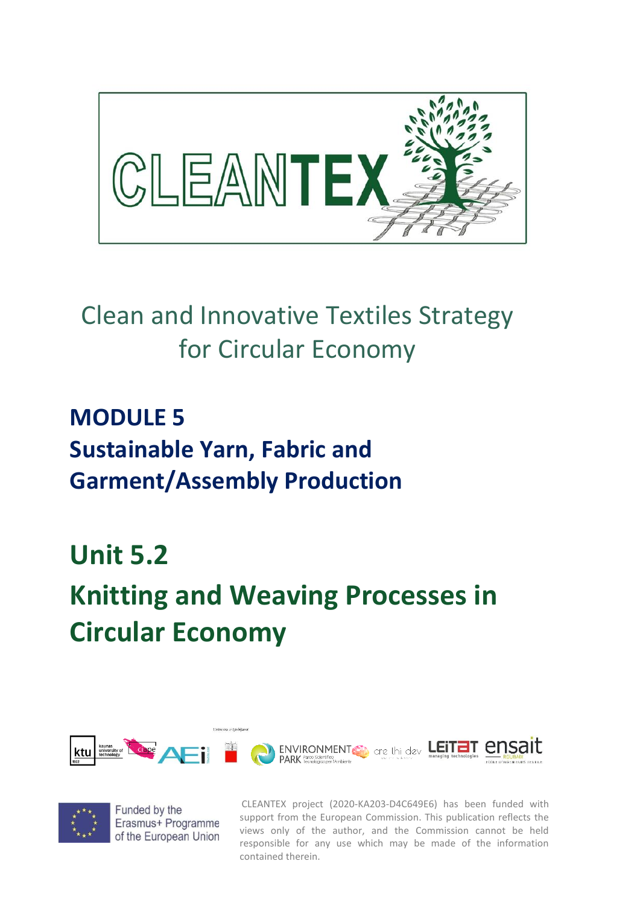# CLEANTEX

Clean and Innovative Textiles Strategy for Circular Economy

## MODULE 5
## Sustainable Yarn, Fabric and Garment/Assembly Production

# Unit 5.2
# Knitting and Weaving Processes in Circular Economy

Funded by the Erasmus+ Programme of the European Union

CLEANTEX project (2020-KA203-D4C649E6) has been funded with support from the European Commission. This publication reflects the views only of the author, and the Commission cannot be held responsible for any use which may be made of the information contained therein.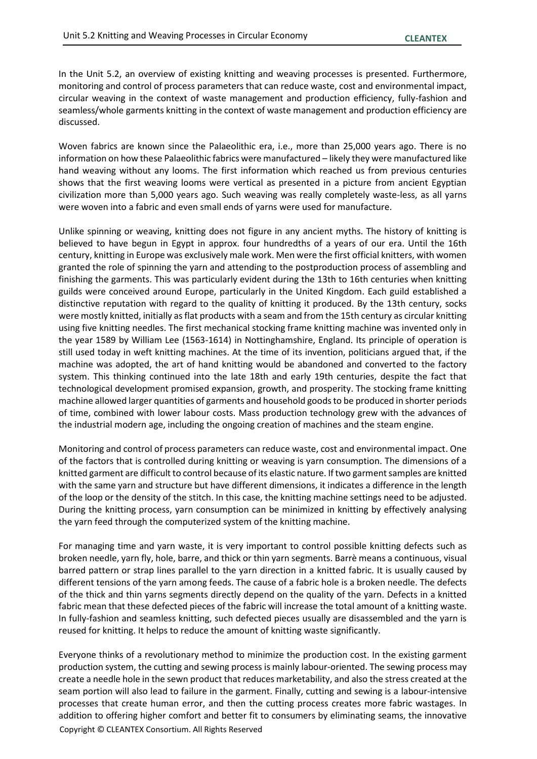In the Unit 5.2, an overview of existing knitting and weaving processes is presented. Furthermore, monitoring and control of process parameters that can reduce waste, cost and environmental impact, circular weaving in the context of waste management and production efficiency, fully-fashion and seamless/whole garments knitting in the context of waste management and production efficiency are discussed.

Woven fabrics are known since the Palaeolithic era, i.e., more than 25,000 years ago. There is no information on how these Palaeolithic fabrics were manufactured – likely they were manufactured like hand weaving without any looms. The first information which reached us from previous centuries shows that the first weaving looms were vertical as presented in a picture from ancient Egyptian civilization more than 5,000 years ago. Such weaving was really completely waste-less, as all yarns were woven into a fabric and even small ends of yarns were used for manufacture.

Unlike spinning or weaving, knitting does not figure in any ancient myths. The history of knitting is believed to have begun in Egypt in approx. four hundredths of a years of our era. Until the 16th century, knitting in Europe was exclusively male work. Men were the first official knitters, with women granted the role of spinning the yarn and attending to the postproduction process of assembling and finishing the garments. This was particularly evident during the 13th to 16th centuries when knitting guilds were conceived around Europe, particularly in the United Kingdom. Each guild established a distinctive reputation with regard to the quality of knitting it produced. By the 13th century, socks were mostly knitted, initially as flat products with a seam and from the 15th century as circular knitting using five knitting needles. The first mechanical stocking frame knitting machine was invented only in the year 1589 by William Lee (1563-1614) in Nottinghamshire, England. Its principle of operation is still used today in weft knitting machines. At the time of its invention, politicians argued that, if the machine was adopted, the art of hand knitting would be abandoned and converted to the factory system. This thinking continued into the late 18th and early 19th centuries, despite the fact that technological development promised expansion, growth, and prosperity. The stocking frame knitting machine allowed larger quantities of garments and household goods to be produced in shorter periods of time, combined with lower labour costs. Mass production technology grew with the advances of the industrial modern age, including the ongoing creation of machines and the steam engine.

Monitoring and control of process parameters can reduce waste, cost and environmental impact. One of the factors that is controlled during knitting or weaving is yarn consumption. The dimensions of a knitted garment are difficult to control because of its elastic nature. If two garment samples are knitted with the same yarn and structure but have different dimensions, it indicates a difference in the length of the loop or the density of the stitch. In this case, the knitting machine settings need to be adjusted. During the knitting process, yarn consumption can be minimized in knitting by effectively analysing the yarn feed through the computerized system of the knitting machine.

For managing time and yarn waste, it is very important to control possible knitting defects such as broken needle, yarn fly, hole, barre, and thick or thin yarn segments. Barrè means a continuous, visual barred pattern or strap lines parallel to the yarn direction in a knitted fabric. It is usually caused by different tensions of the yarn among feeds. The cause of a fabric hole is a broken needle. The defects of the thick and thin yarns segments directly depend on the quality of the yarn. Defects in a knitted fabric mean that these defected pieces of the fabric will increase the total amount of a knitting waste. In fully-fashion and seamless knitting, such defected pieces usually are disassembled and the yarn is reused for knitting. It helps to reduce the amount of knitting waste significantly.

Everyone thinks of a revolutionary method to minimize the production cost. In the existing garment production system, the cutting and sewing process is mainly labour-oriented. The sewing process may create a needle hole in the sewn product that reduces marketability, and also the stress created at the seam portion will also lead to failure in the garment. Finally, cutting and sewing is a labour-intensive processes that create human error, and then the cutting process creates more fabric wastages. In addition to offering higher comfort and better fit to consumers by eliminating seams, the innovative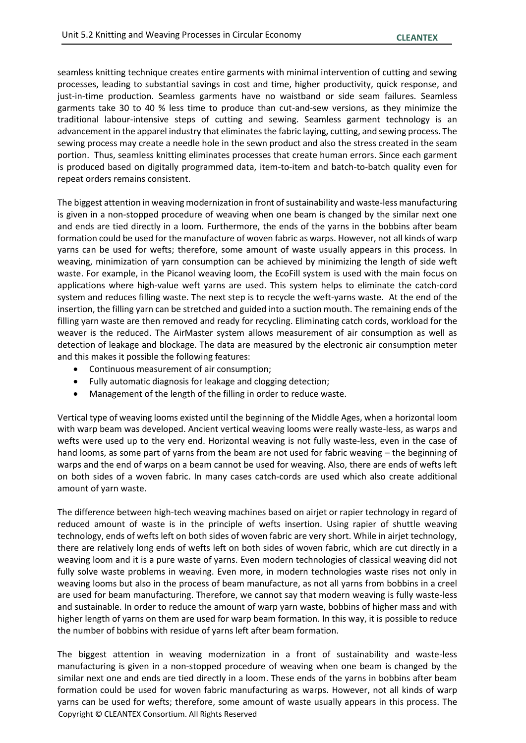seamless knitting technique creates entire garments with minimal intervention of cutting and sewing processes, leading to substantial savings in cost and time, higher productivity, quick response, and just-in-time production. Seamless garments have no waistband or side seam failures. Seamless garments take 30 to 40 % less time to produce than cut-and-sew versions, as they minimize the traditional labour-intensive steps of cutting and sewing. Seamless garment technology is an advancement in the apparel industry that eliminates the fabric laying, cutting, and sewing process. The sewing process may create a needle hole in the sewn product and also the stress created in the seam portion. Thus, seamless knitting eliminates processes that create human errors. Since each garment is produced based on digitally programmed data, item-to-item and batch-to-batch quality even for repeat orders remains consistent.

The biggest attention in weaving modernization in front of sustainability and waste-less manufacturing is given in a non-stopped procedure of weaving when one beam is changed by the similar next one and ends are tied directly in a loom. Furthermore, the ends of the yarns in the bobbins after beam formation could be used for the manufacture of woven fabric as warps. However, not all kinds of warp yarns can be used for wefts; therefore, some amount of waste usually appears in this process. In weaving, minimization of yarn consumption can be achieved by minimizing the length of side weft waste. For example, in the Picanol weaving loom, the EcoFill system is used with the main focus on applications where high-value weft yarns are used. This system helps to eliminate the catch-cord system and reduces filling waste. The next step is to recycle the weft-yarns waste. At the end of the insertion, the filling yarn can be stretched and guided into a suction mouth. The remaining ends of the filling yarn waste are then removed and ready for recycling. Eliminating catch cords, workload for the weaver is the reduced. The AirMaster system allows measurement of air consumption as well as detection of leakage and blockage. The data are measured by the electronic air consumption meter and this makes it possible the following features:

- Continuous measurement of air consumption;
- Fully automatic diagnosis for leakage and clogging detection;
- Management of the length of the filling in order to reduce waste.

Vertical type of weaving looms existed until the beginning of the Middle Ages, when a horizontal loom with warp beam was developed. Ancient vertical weaving looms were really waste-less, as warps and wefts were used up to the very end. Horizontal weaving is not fully waste-less, even in the case of hand looms, as some part of yarns from the beam are not used for fabric weaving – the beginning of warps and the end of warps on a beam cannot be used for weaving. Also, there are ends of wefts left on both sides of a woven fabric. In many cases catch-cords are used which also create additional amount of yarn waste.

The difference between high-tech weaving machines based on airjet or rapier technology in regard of reduced amount of waste is in the principle of wefts insertion. Using rapier of shuttle weaving technology, ends of wefts left on both sides of woven fabric are very short. While in airjet technology, there are relatively long ends of wefts left on both sides of woven fabric, which are cut directly in a weaving loom and it is a pure waste of yarns. Even modern technologies of classical weaving did not fully solve waste problems in weaving. Even more, in modern technologies waste rises not only in weaving looms but also in the process of beam manufacture, as not all yarns from bobbins in a creel are used for beam manufacturing. Therefore, we cannot say that modern weaving is fully waste-less and sustainable. In order to reduce the amount of warp yarn waste, bobbins of higher mass and with higher length of yarns on them are used for warp beam formation. In this way, it is possible to reduce the number of bobbins with residue of yarns left after beam formation.

The biggest attention in weaving modernization in a front of sustainability and waste-less manufacturing is given in a non-stopped procedure of weaving when one beam is changed by the similar next one and ends are tied directly in a loom. These ends of the yarns in bobbins after beam formation could be used for woven fabric manufacturing as warps. However, not all kinds of warp yarns can be used for wefts; therefore, some amount of waste usually appears in this process. The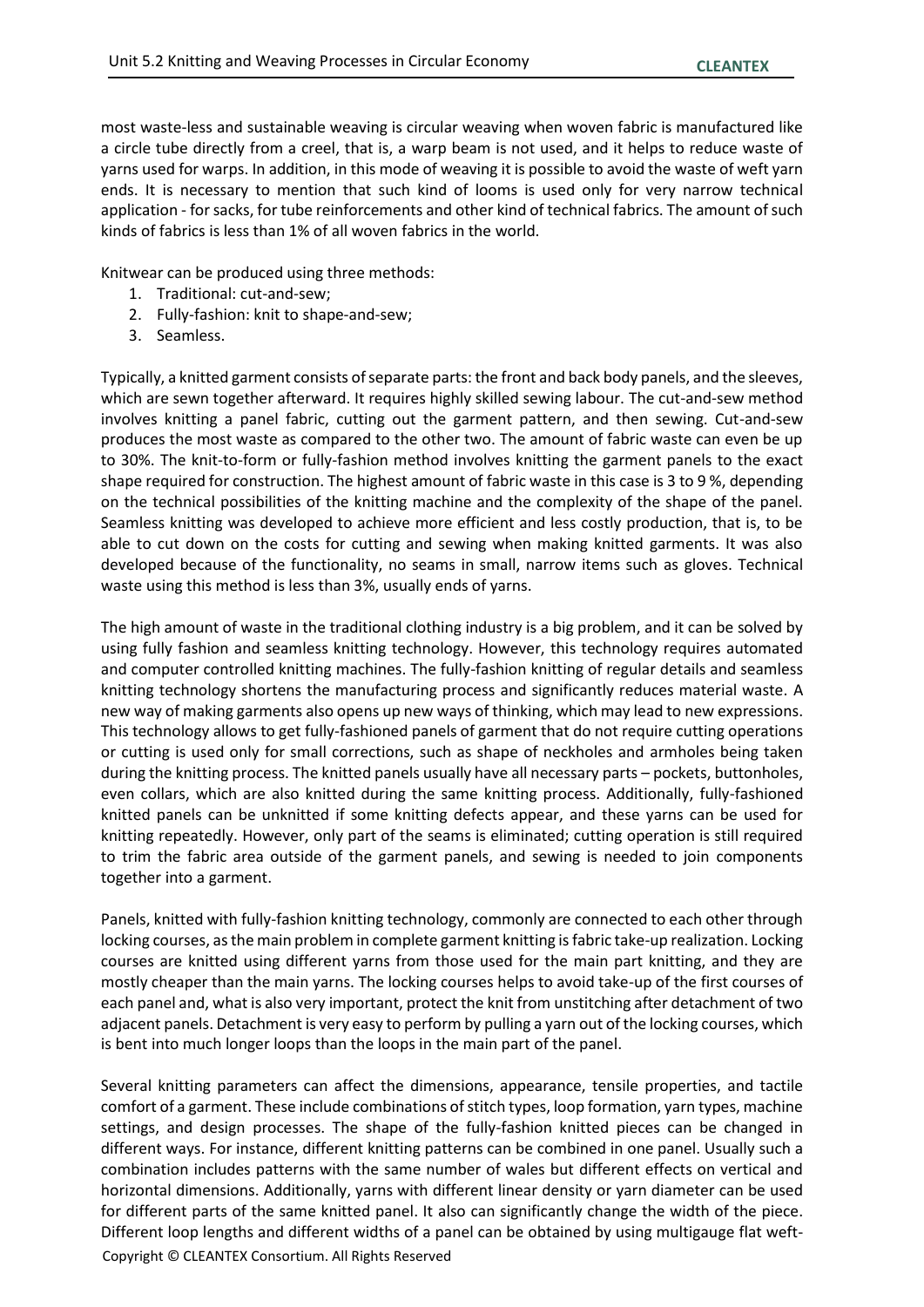most waste-less and sustainable weaving is circular weaving when woven fabric is manufactured like a circle tube directly from a creel, that is, a warp beam is not used, and it helps to reduce waste of yarns used for warps. In addition, in this mode of weaving it is possible to avoid the waste of weft yarn ends. It is necessary to mention that such kind of looms is used only for very narrow technical application - for sacks, for tube reinforcements and other kind of technical fabrics. The amount of such kinds of fabrics is less than 1% of all woven fabrics in the world.

Knitwear can be produced using three methods:

1. Traditional: cut-and-sew;
2. Fully-fashion: knit to shape-and-sew;
3. Seamless.

Typically, a knitted garment consists of separate parts: the front and back body panels, and the sleeves, which are sewn together afterward. It requires highly skilled sewing labour. The cut-and-sew method involves knitting a panel fabric, cutting out the garment pattern, and then sewing. Cut-and-sew produces the most waste as compared to the other two. The amount of fabric waste can even be up to 30%. The knit-to-form or fully-fashion method involves knitting the garment panels to the exact shape required for construction. The highest amount of fabric waste in this case is 3 to 9 %, depending on the technical possibilities of the knitting machine and the complexity of the shape of the panel. Seamless knitting was developed to achieve more efficient and less costly production, that is, to be able to cut down on the costs for cutting and sewing when making knitted garments. It was also developed because of the functionality, no seams in small, narrow items such as gloves. Technical waste using this method is less than 3%, usually ends of yarns.

The high amount of waste in the traditional clothing industry is a big problem, and it can be solved by using fully fashion and seamless knitting technology. However, this technology requires automated and computer controlled knitting machines. The fully-fashion knitting of regular details and seamless knitting technology shortens the manufacturing process and significantly reduces material waste. A new way of making garments also opens up new ways of thinking, which may lead to new expressions. This technology allows to get fully-fashioned panels of garment that do not require cutting operations or cutting is used only for small corrections, such as shape of neckholes and armholes being taken during the knitting process. The knitted panels usually have all necessary parts – pockets, buttonholes, even collars, which are also knitted during the same knitting process. Additionally, fully-fashioned knitted panels can be unknitted if some knitting defects appear, and these yarns can be used for knitting repeatedly. However, only part of the seams is eliminated; cutting operation is still required to trim the fabric area outside of the garment panels, and sewing is needed to join components together into a garment.

Panels, knitted with fully-fashion knitting technology, commonly are connected to each other through locking courses, as the main problem in complete garment knitting is fabric take-up realization. Locking courses are knitted using different yarns from those used for the main part knitting, and they are mostly cheaper than the main yarns. The locking courses helps to avoid take-up of the first courses of each panel and, what is also very important, protect the knit from unstitching after detachment of two adjacent panels. Detachment is very easy to perform by pulling a yarn out of the locking courses, which is bent into much longer loops than the loops in the main part of the panel.

Several knitting parameters can affect the dimensions, appearance, tensile properties, and tactile comfort of a garment. These include combinations of stitch types, loop formation, yarn types, machine settings, and design processes. The shape of the fully-fashion knitted pieces can be changed in different ways. For instance, different knitting patterns can be combined in one panel. Usually such a combination includes patterns with the same number of wales but different effects on vertical and horizontal dimensions. Additionally, yarns with different linear density or yarn diameter can be used for different parts of the same knitted panel. It also can significantly change the width of the piece. Different loop lengths and different widths of a panel can be obtained by using multigauge flat weft-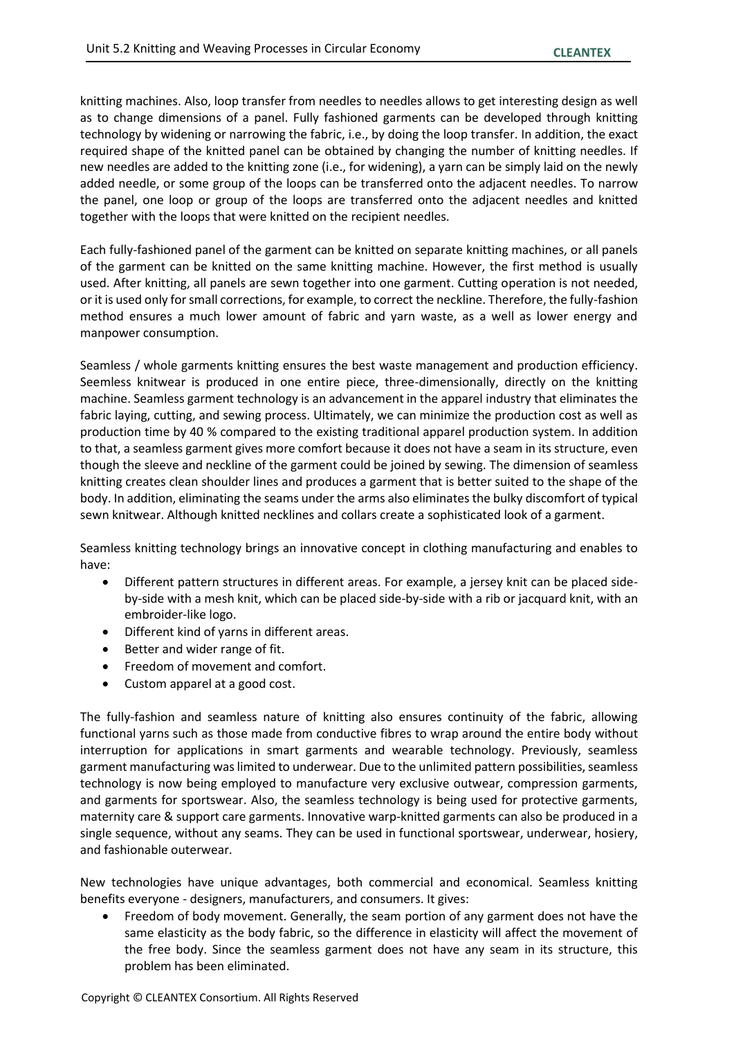knitting machines. Also, loop transfer from needles to needles allows to get interesting design as well as to change dimensions of a panel. Fully fashioned garments can be developed through knitting technology by widening or narrowing the fabric, i.e., by doing the loop transfer. In addition, the exact required shape of the knitted panel can be obtained by changing the number of knitting needles. If new needles are added to the knitting zone (i.e., for widening), a yarn can be simply laid on the newly added needle, or some group of the loops can be transferred onto the adjacent needles. To narrow the panel, one loop or group of the loops are transferred onto the adjacent needles and knitted together with the loops that were knitted on the recipient needles.

Each fully-fashioned panel of the garment can be knitted on separate knitting machines, or all panels of the garment can be knitted on the same knitting machine. However, the first method is usually used. After knitting, all panels are sewn together into one garment. Cutting operation is not needed, or it is used only for small corrections, for example, to correct the neckline. Therefore, the fully-fashion method ensures a much lower amount of fabric and yarn waste, as a well as lower energy and manpower consumption.

Seamless / whole garments knitting ensures the best waste management and production efficiency. Seemless knitwear is produced in one entire piece, three-dimensionally, directly on the knitting machine. Seamless garment technology is an advancement in the apparel industry that eliminates the fabric laying, cutting, and sewing process. Ultimately, we can minimize the production cost as well as production time by 40 % compared to the existing traditional apparel production system. In addition to that, a seamless garment gives more comfort because it does not have a seam in its structure, even though the sleeve and neckline of the garment could be joined by sewing. The dimension of seamless knitting creates clean shoulder lines and produces a garment that is better suited to the shape of the body. In addition, eliminating the seams under the arms also eliminates the bulky discomfort of typical sewn knitwear. Although knitted necklines and collars create a sophisticated look of a garment.

Seamless knitting technology brings an innovative concept in clothing manufacturing and enables to have:

- Different pattern structures in different areas. For example, a jersey knit can be placed side-by-side with a mesh knit, which can be placed side-by-side with a rib or jacquard knit, with an embroider-like logo.
- Different kind of yarns in different areas.
- Better and wider range of fit.
- Freedom of movement and comfort.
- Custom apparel at a good cost.

The fully-fashion and seamless nature of knitting also ensures continuity of the fabric, allowing functional yarns such as those made from conductive fibres to wrap around the entire body without interruption for applications in smart garments and wearable technology. Previously, seamless garment manufacturing was limited to underwear. Due to the unlimited pattern possibilities, seamless technology is now being employed to manufacture very exclusive outwear, compression garments, and garments for sportswear. Also, the seamless technology is being used for protective garments, maternity care & support care garments. Innovative warp-knitted garments can also be produced in a single sequence, without any seams. They can be used in functional sportswear, underwear, hosiery, and fashionable outerwear.

New technologies have unique advantages, both commercial and economical. Seamless knitting benefits everyone - designers, manufacturers, and consumers. It gives:

- Freedom of body movement. Generally, the seam portion of any garment does not have the same elasticity as the body fabric, so the difference in elasticity will affect the movement of the free body. Since the seamless garment does not have any seam in its structure, this problem has been eliminated.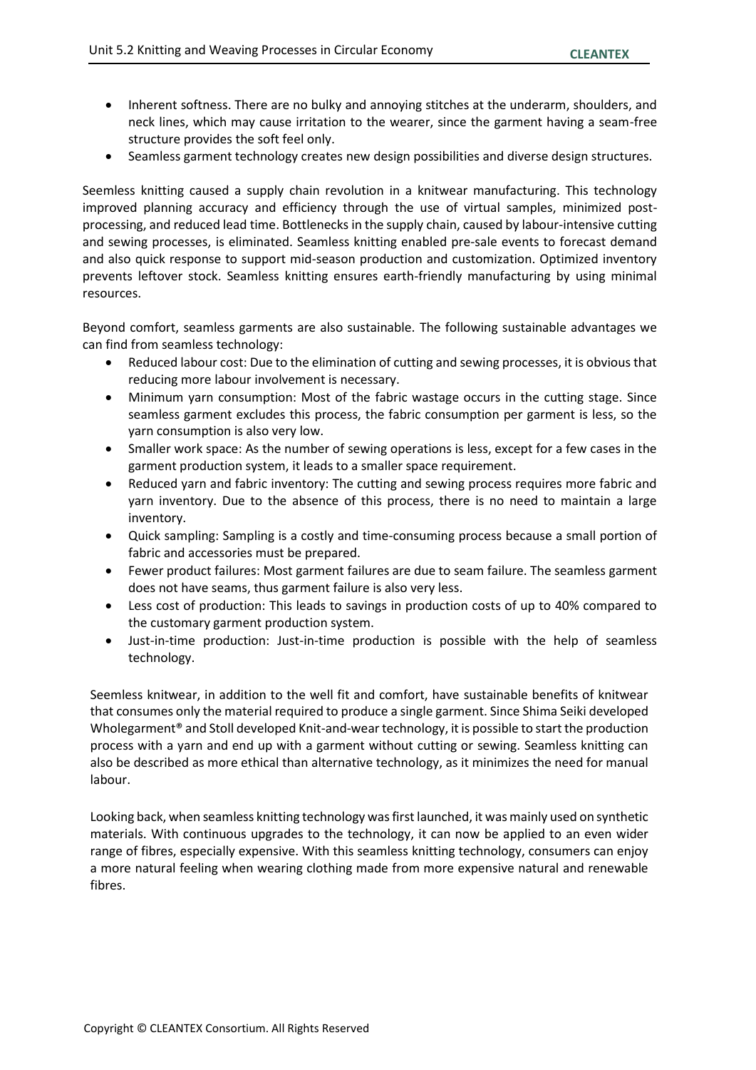- Inherent softness. There are no bulky and annoying stitches at the underarm, shoulders, and neck lines, which may cause irritation to the wearer, since the garment having a seam-free structure provides the soft feel only.
- Seamless garment technology creates new design possibilities and diverse design structures.

Seemless knitting caused a supply chain revolution in a knitwear manufacturing. This technology improved planning accuracy and efficiency through the use of virtual samples, minimized post-processing, and reduced lead time. Bottlenecks in the supply chain, caused by labour-intensive cutting and sewing processes, is eliminated. Seamless knitting enabled pre-sale events to forecast demand and also quick response to support mid-season production and customization. Optimized inventory prevents leftover stock. Seamless knitting ensures earth-friendly manufacturing by using minimal resources.

Beyond comfort, seamless garments are also sustainable. The following sustainable advantages we can find from seamless technology:

- Reduced labour cost: Due to the elimination of cutting and sewing processes, it is obvious that reducing more labour involvement is necessary.
- Minimum yarn consumption: Most of the fabric wastage occurs in the cutting stage. Since seamless garment excludes this process, the fabric consumption per garment is less, so the yarn consumption is also very low.
- Smaller work space: As the number of sewing operations is less, except for a few cases in the garment production system, it leads to a smaller space requirement.
- Reduced yarn and fabric inventory: The cutting and sewing process requires more fabric and yarn inventory. Due to the absence of this process, there is no need to maintain a large inventory.
- Quick sampling: Sampling is a costly and time-consuming process because a small portion of fabric and accessories must be prepared.
- Fewer product failures: Most garment failures are due to seam failure. The seamless garment does not have seams, thus garment failure is also very less.
- Less cost of production: This leads to savings in production costs of up to 40% compared to the customary garment production system.
- Just-in-time production: Just-in-time production is possible with the help of seamless technology.

Seemless knitwear, in addition to the well fit and comfort, have sustainable benefits of knitwear that consumes only the material required to produce a single garment. Since Shima Seiki developed Wholegarment® and Stoll developed Knit-and-wear technology, it is possible to start the production process with a yarn and end up with a garment without cutting or sewing. Seamless knitting can also be described as more ethical than alternative technology, as it minimizes the need for manual labour.

Looking back, when seamless knitting technology was first launched, it was mainly used on synthetic materials. With continuous upgrades to the technology, it can now be applied to an even wider range of fibres, especially expensive. With this seamless knitting technology, consumers can enjoy a more natural feeling when wearing clothing made from more expensive natural and renewable fibres.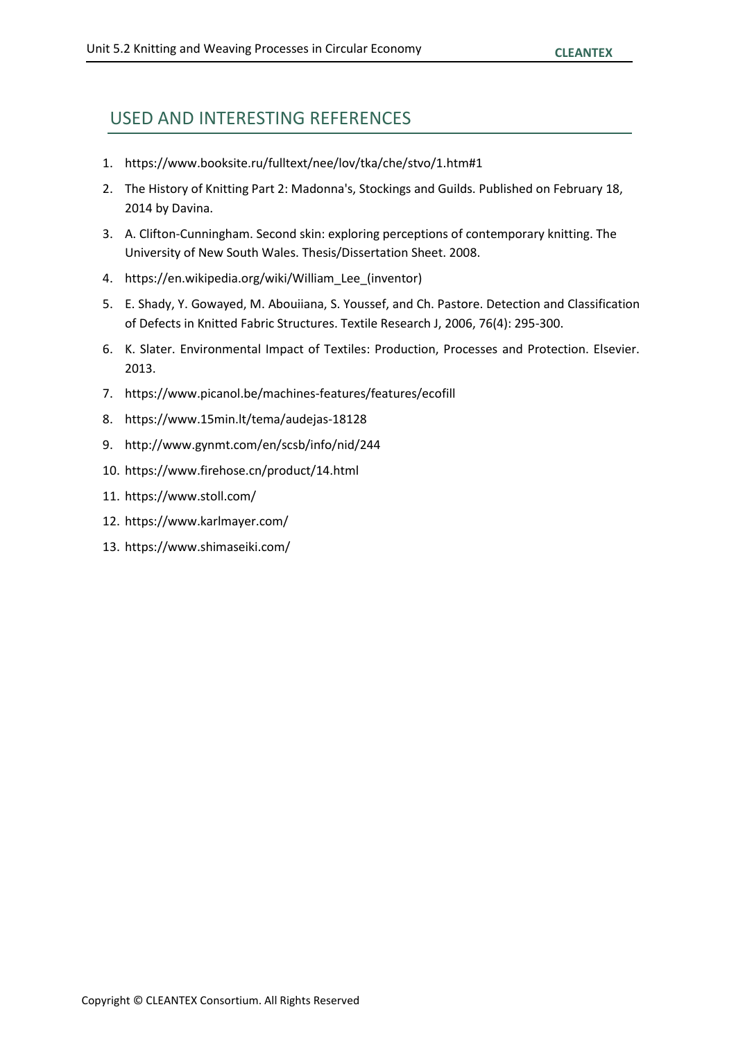## USED AND INTERESTING REFERENCES

1. https://www.booksite.ru/fulltext/nee/lov/tka/che/stvo/1.htm#1
2. The History of Knitting Part 2: Madonna's, Stockings and Guilds. Published on February 18, 2014 by Davina.
3. A. Clifton-Cunningham. Second skin: exploring perceptions of contemporary knitting. The University of New South Wales. Thesis/Dissertation Sheet. 2008.
4. https://en.wikipedia.org/wiki/William_Lee_(inventor)
5. E. Shady, Y. Gowayed, M. Abouiiana, S. Youssef, and Ch. Pastore. Detection and Classification of Defects in Knitted Fabric Structures. Textile Research J, 2006, 76(4): 295-300.
6. K. Slater. Environmental Impact of Textiles: Production, Processes and Protection. Elsevier. 2013.
7. https://www.picanol.be/machines-features/features/ecofill
8. https://www.15min.lt/tema/audejas-18128
9. http://www.gynmt.com/en/scsb/info/nid/244
10. https://www.firehose.cn/product/14.html
11. https://www.stoll.com/
12. https://www.karlmayer.com/
13. https://www.shimaseiki.com/